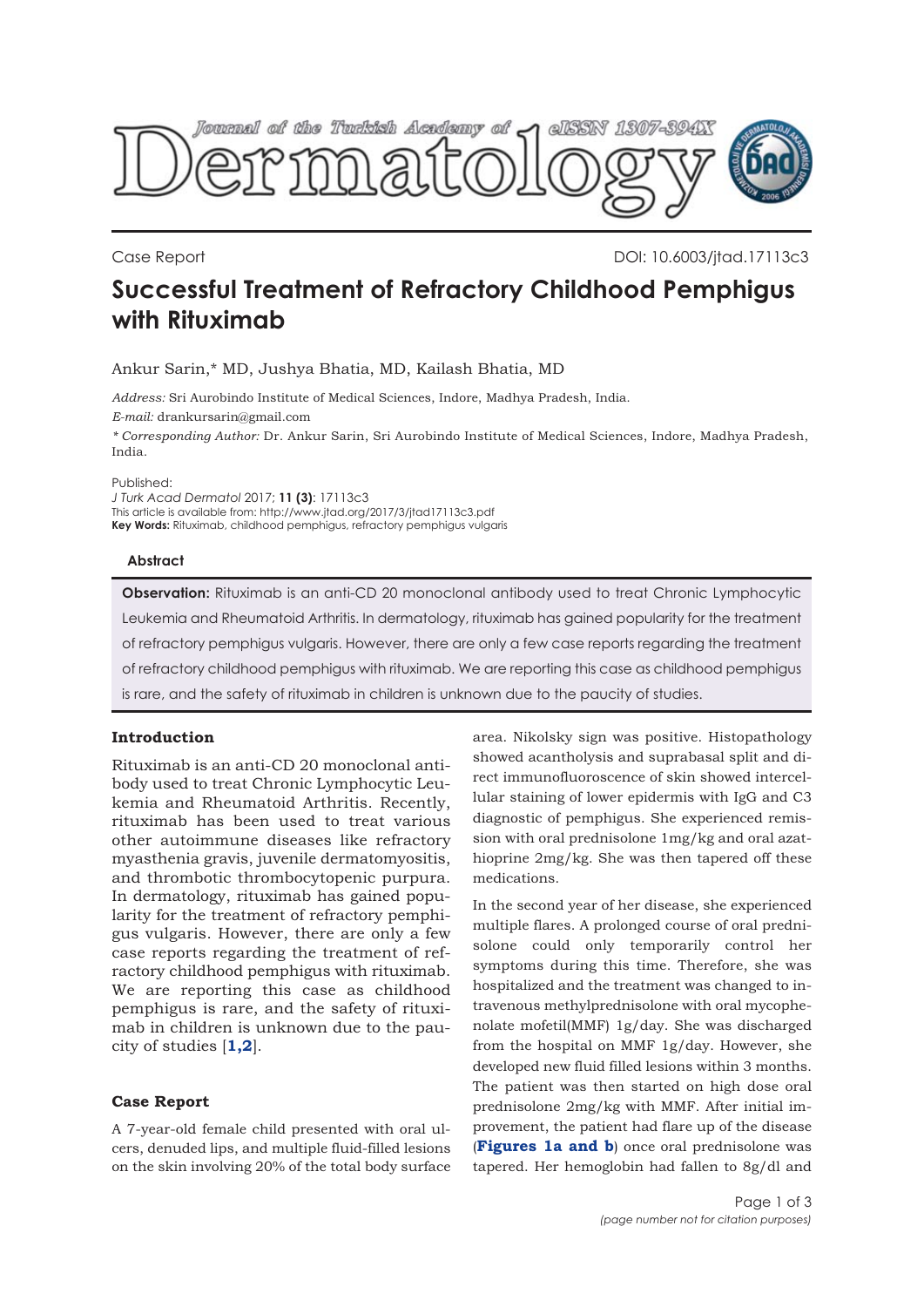Case Report

DOI: 10.6003/jtad.17113c3

# Successful Treatment of Refractory Childhood Pemphigus with Rituximab

Ankur Sarin,* MD, Jushya Bhatia, MD, Kailash Bhatia, MD

*Address:* Sri Aurobindo Institute of Medical Sciences, Indore, Madhya Pradesh, India.

*E-mail:* drankursarin@gmail.com

*\* Corresponding Author:* Dr. Ankur Sarin, Sri Aurobindo Institute of Medical Sciences, Indore, Madhya Pradesh, India.

Published:

*J Turk Acad Dermatol* 2017; **11 (3)**: 17113c3

This article is available from: http://www.jtad.org/2017/3/jtad17113c3.pdf

**Key Words:** Rituximab, childhood pemphigus, refractory pemphigus vulgaris

### Abstract

**Observation:** Rituximab is an anti-CD 20 monoclonal antibody used to treat Chronic Lymphocytic Leukemia and Rheumatoid Arthritis. In dermatology, rituximab has gained popularity for the treatment of refractory pemphigus vulgaris. However, there are only a few case reports regarding the treatment of refractory childhood pemphigus with rituximab. We are reporting this case as childhood pemphigus is rare, and the safety of rituximab in children is unknown due to the paucity of studies.

## Introduction

Rituximab is an anti-CD 20 monoclonal antibody used to treat Chronic Lymphocytic Leukemia and Rheumatoid Arthritis. Recently, rituximab has been used to treat various other autoimmune diseases like refractory myasthenia gravis, juvenile dermatomyositis, and thrombotic thrombocytopenic purpura. In dermatology, rituximab has gained popularity for the treatment of refractory pemphigus vulgaris. However, there are only a few case reports regarding the treatment of refractory childhood pemphigus with rituximab. We are reporting this case as childhood pemphigus is rare, and the safety of rituximab in children is unknown due to the paucity of studies [**1,2**].

## Case Report

A 7-year-old female child presented with oral ulcers, denuded lips, and multiple fluid-filled lesions on the skin involving 20% of the total body surface area. Nikolsky sign was positive. Histopathology showed acantholysis and suprabasal split and direct immunofluoroscence of skin showed intercellular staining of lower epidermis with IgG and C3 diagnostic of pemphigus. She experienced remission with oral prednisolone 1mg/kg and oral azathioprine 2mg/kg. She was then tapered off these medications.

In the second year of her disease, she experienced multiple flares. A prolonged course of oral prednisolone could only temporarily control her symptoms during this time. Therefore, she was hospitalized and the treatment was changed to intravenous methylprednisolone with oral mycophenolate mofetil(MMF) 1g/day. She was discharged from the hospital on MMF 1g/day. However, she developed new fluid filled lesions within 3 months. The patient was then started on high dose oral prednisolone 2mg/kg with MMF. After initial improvement, the patient had flare up of the disease (**Figures 1a and b**) once oral prednisolone was tapered. Her hemoglobin had fallen to 8g/dl and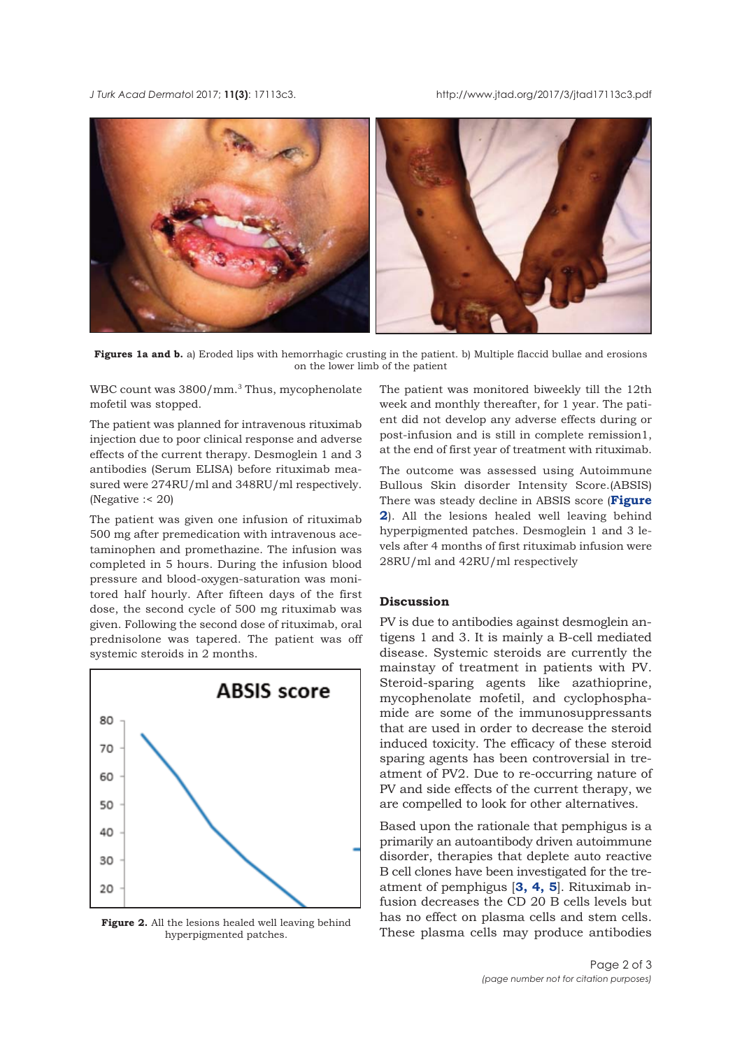Figures 1a and b. a) Eroded lips with hemorrhagic crusting in the patient. b) Multiple flaccid bullae and erosions on the lower limb of the patient

WBC count was 3800/mm.[3] Thus, mycophenolate mofetil was stopped.

The patient was planned for intravenous rituximab injection due to poor clinical response and adverse effects of the current therapy. Desmoglein 1 and 3 antibodies (Serum ELISA) before rituximab measured were 274RU/ml and 348RU/ml respectively. (Negative :< 20)

The patient was given one infusion of rituximab 500 mg after premedication with intravenous acetaminophen and promethazine. The infusion was completed in 5 hours. During the infusion blood pressure and blood-oxygen-saturation was monitored half hourly. After fifteen days of the first dose, the second cycle of 500 mg rituximab was given. Following the second dose of rituximab, oral prednisolone was tapered. The patient was off systemic steroids in 2 months.

ABSIS score

80
70
60
50
40
30
20

Figure 2. All the lesions healed well leaving behind hyperpigmented patches.

The patient was monitored biweekly till the 12th week and monthly thereafter, for 1 year. The patient did not develop any adverse effects during or post-infusion and is still in complete remission1, at the end of first year of treatment with rituximab.

The outcome was assessed using Autoimmune Bullous Skin disorder Intensity Score.(ABSIS) There was steady decline in ABSIS score (**Figure 2**). All the lesions healed well leaving behind hyperpigmented patches. Desmoglein 1 and 3 levels after 4 months of first rituximab infusion were 28RU/ml and 42RU/ml respectively

## Discussion

PV is due to antibodies against desmoglein antigens 1 and 3. It is mainly a B-cell mediated disease. Systemic steroids are currently the mainstay of treatment in patients with PV. Steroid-sparing agents like azathioprine, mycophenolate mofetil, and cyclophosphamide are some of the immunosuppressants that are used in order to decrease the steroid induced toxicity. The efficacy of these steroid sparing agents has been controversial in treatment of PV2. Due to re-occurring nature of PV and side effects of the current therapy, we are compelled to look for other alternatives.

Based upon the rationale that pemphigus is a primarily an autoantibody driven autoimmune disorder, therapies that deplete auto reactive B cell clones have been investigated for the treatment of pemphigus [**3, 4, 5**]. Rituximab infusion decreases the CD 20 B cells levels but has no effect on plasma cells and stem cells. These plasma cells may produce antibodies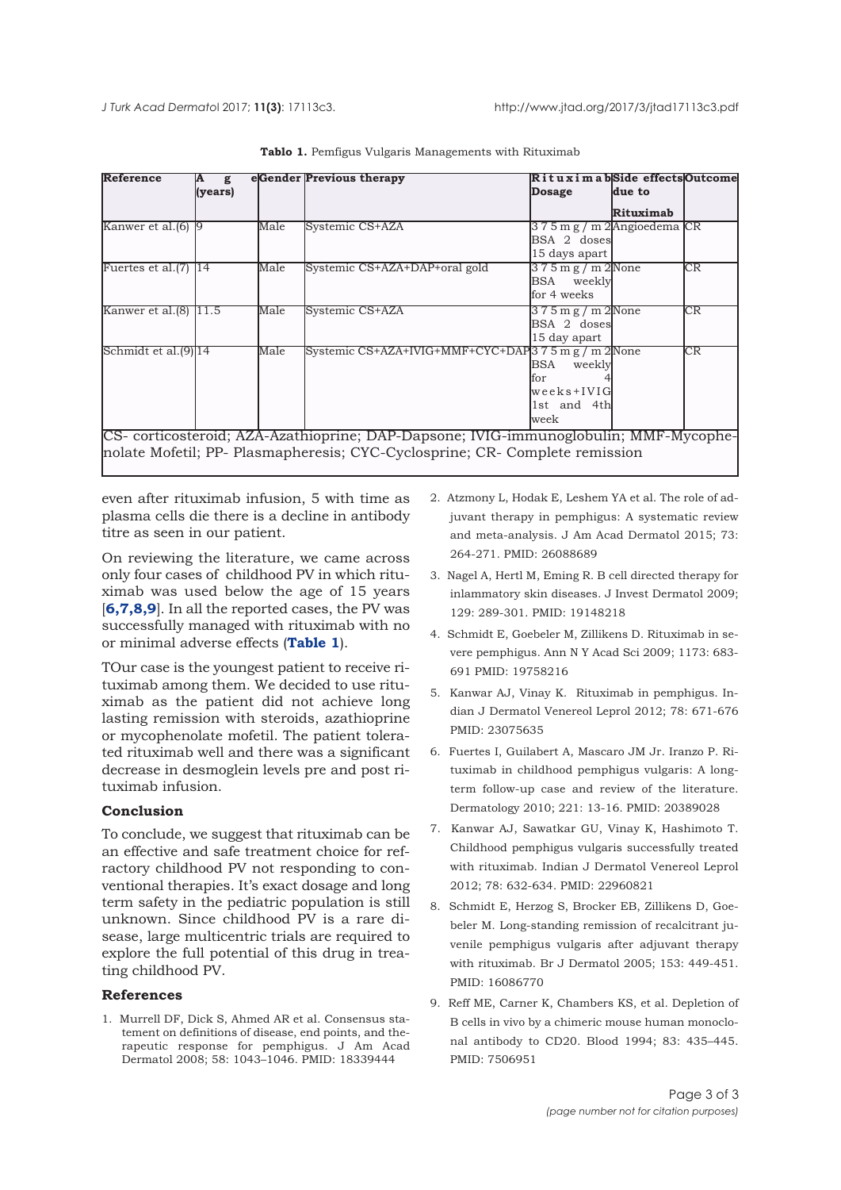**Tablo 1.** Pemfigus Vulgaris Managements with Rituximab

| Reference | Age (years) | Gender | Previous therapy | Rituximab Dosage | Side effects due to Rituximab | Outcome |
|---|---|---|---|---|---|---|
| Kanwer et al.(6) | 9 | Male | Systemic CS+AZA | 375mg/m2 BSA 2 doses 15 days apart | Angioedema | CR |
| Fuertes et al.(7) | 14 | Male | Systemic CS+AZA+DAP+oral gold | 375mg/m2 BSA weekly for 4 weeks | None | CR |
| Kanwer et al.(8) | 11.5 | Male | Systemic CS+AZA | 375mg/m2 BSA 2 doses 15 day apart | None | CR |
| Schmidt et al.(9) | 14 | Male | Systemic CS+AZA+IVIG+MMF+CYC+DAP | 375mg/m2 BSA weekly for 4 weeks+IVIG 1st and 4th week | None | CR |

CS- corticosteroid; AZA-Azathioprine; DAP-Dapsone; IVIG-immunoglobulin; MMF-Mycophenolate Mofetil; PP- Plasmapheresis; CYC-Cyclosprine; CR- Complete remission

even after rituximab infusion, 5 with time as plasma cells die there is a decline in antibody titre as seen in our patient.

On reviewing the literature, we came across only four cases of childhood PV in which rituximab was used below the age of 15 years [**6,7,8,9**]. In all the reported cases, the PV was successfully managed with rituximab with no or minimal adverse effects (**Table 1**).

TOur case is the youngest patient to receive rituximab among them. We decided to use rituximab as the patient did not achieve long lasting remission with steroids, azathioprine or mycophenolate mofetil. The patient tolerated rituximab well and there was a significant decrease in desmoglein levels pre and post rituximab infusion.

## Conclusion

To conclude, we suggest that rituximab can be an effective and safe treatment choice for refractory childhood PV not responding to conventional therapies. It's exact dosage and long term safety in the pediatric population is still unknown. Since childhood PV is a rare disease, large multicentric trials are required to explore the full potential of this drug in treating childhood PV.

## References

1. Murrell DF, Dick S, Ahmed AR et al. Consensus statement on definitions of disease, end points, and therapeutic response for pemphigus. J Am Acad Dermatol 2008; 58: 1043–1046. PMID: 18339444
2. Atzmony L, Hodak E, Leshem YA et al. The role of adjuvant therapy in pemphigus: A systematic review and meta-analysis. J Am Acad Dermatol 2015; 73: 264-271. PMID: 26088689
3. Nagel A, Hertl M, Eming R. B cell directed therapy for inflammatory skin diseases. J Invest Dermatol 2009; 129: 289-301. PMID: 19148218
4. Schmidt E, Goebeler M, Zillikens D. Rituximab in severe pemphigus. Ann N Y Acad Sci 2009; 1173: 683-691 PMID: 19758216
5. Kanwar AJ, Vinay K. Rituximab in pemphigus. Indian J Dermatol Venereol Leprol 2012; 78: 671-676 PMID: 23075635
6. Fuertes I, Guilabert A, Mascaro JM Jr. Iranzo P. Rituximab in childhood pemphigus vulgaris: A long-term follow-up case and review of the literature. Dermatology 2010; 221: 13-16. PMID: 20389028
7. Kanwar AJ, Sawatkar GU, Vinay K, Hashimoto T. Childhood pemphigus vulgaris successfully treated with rituximab. Indian J Dermatol Venereol Leprol 2012; 78: 632-634. PMID: 22960821
8. Schmidt E, Herzog S, Brocker EB, Zillikens D, Goebeler M. Long-standing remission of recalcitrant juvenile pemphigus vulgaris after adjuvant therapy with rituximab. Br J Dermatol 2005; 153: 449-451. PMID: 16086770
9. Reff ME, Carner K, Chambers KS, et al. Depletion of B cells in vivo by a chimeric mouse human monoclonal antibody to CD20. Blood 1994; 83: 435–445. PMID: 7506951